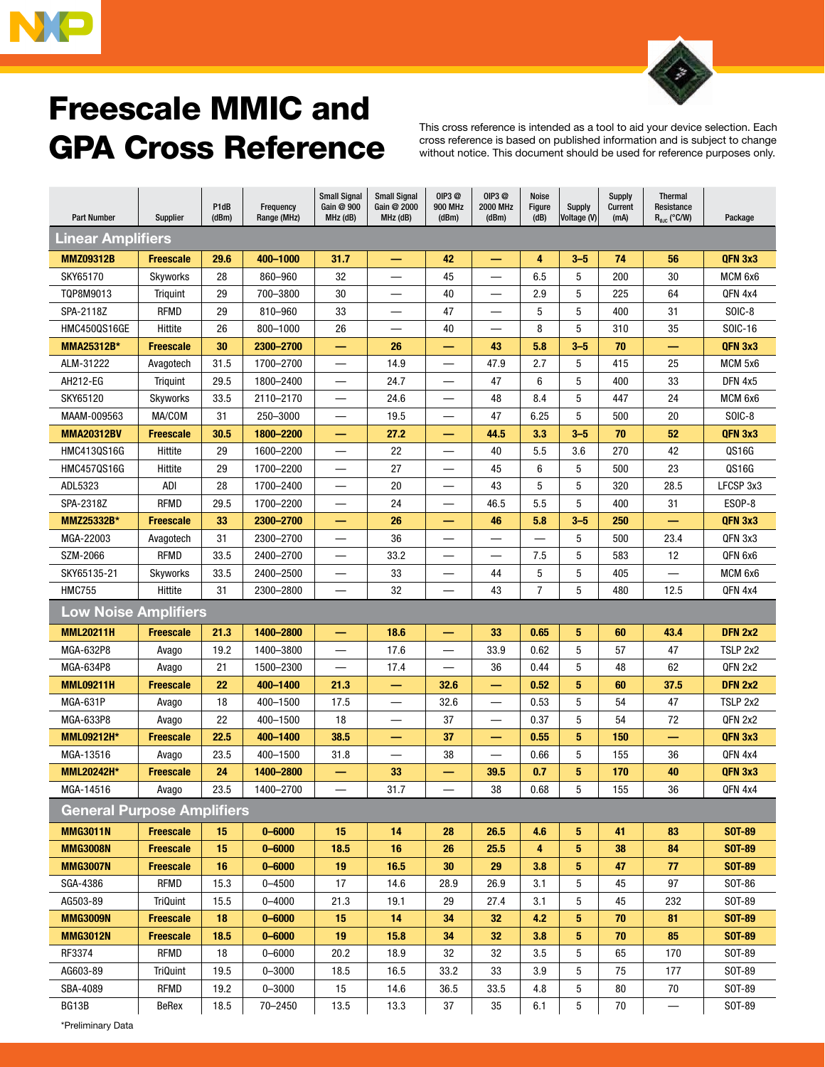# Freescale MMIC and GPA Cross Reference

This cross reference is intended as a tool to aid your device selection. Each cross reference is based on published information and is subject to change without notice. This document should be used for reference purposes only.

| Part Number | Supplier | P1dB (dBm) | Frequency Range (MHz) | Small Signal Gain @ 900 MHz (dB) | Small Signal Gain @ 2000 MHz (dB) | OIP3 @ 900 MHz (dBm) | OIP3 @ 2000 MHz (dBm) | Noise Figure (dB) | Supply Voltage (V) | Supply Current (mA) | Thermal Resistance $R_{θJC}$ (°C/W) | Package |
|---|---|---|---|---|---|---|---|---|---|---|---|---|
| **Linear Amplifiers** | | | | | | | | | | | | |
| **MMZ09312B** | **Freescale** | **29.6** | **400–1000** | **31.7** | **—** | **42** | **—** | **4** | **3–5** | **74** | **56** | **QFN 3x3** |
| SKY65170 | Skyworks | 28 | 860–960 | 32 | — | 45 | — | 6.5 | 5 | 200 | 30 | MCM 6x6 |
| TQP8M9013 | Triquint | 29 | 700–3800 | 30 | — | 40 | — | 2.9 | 5 | 225 | 64 | QFN 4x4 |
| SPA-2118Z | RFMD | 29 | 810–960 | 33 | — | 47 | — | 5 | 5 | 400 | 31 | SOIC-8 |
| HMC450QS16GE | Hittite | 26 | 800–1000 | 26 | — | 40 | — | 8 | 5 | 310 | 35 | SOIC-16 |
| **MMA25312B*** | **Freescale** | **30** | **2300–2700** | **—** | **26** | **—** | **43** | **5.8** | **3–5** | **70** | **—** | **QFN 3x3** |
| ALM-31222 | Avagotech | 31.5 | 1700–2700 | — | 14.9 | — | 47.9 | 2.7 | 5 | 415 | 25 | MCM 5x6 |
| AH212-EG | Triquint | 29.5 | 1800–2400 | — | 24.7 | — | 47 | 6 | 5 | 400 | 33 | DFN 4x5 |
| SKY65120 | Skyworks | 33.5 | 2110–2170 | — | 24.6 | — | 48 | 8.4 | 5 | 447 | 24 | MCM 6x6 |
| MAAM-009563 | MA/COM | 31 | 250–3000 | — | 19.5 | — | 47 | 6.25 | 5 | 500 | 20 | SOIC-8 |
| **MMA20312BV** | **Freescale** | **30.5** | **1800–2200** | **—** | **27.2** | **—** | **44.5** | **3.3** | **3–5** | **70** | **52** | **QFN 3x3** |
| HMC413QS16G | Hittite | 29 | 1600–2200 | — | 22 | — | 40 | 5.5 | 3.6 | 270 | 42 | QS16G |
| HMC457QS16G | Hittite | 29 | 1700–2200 | — | 27 | — | 45 | 6 | 5 | 500 | 23 | QS16G |
| ADL5323 | ADI | 28 | 1700–2400 | — | 20 | — | 43 | 5 | 5 | 320 | 28.5 | LFCSP 3x3 |
| SPA-2318Z | RFMD | 29.5 | 1700–2200 | — | 24 | — | 46.5 | 5.5 | 5 | 400 | 31 | ESOP-8 |
| **MMZ25332B*** | **Freescale** | **33** | **2300–2700** | **—** | **26** | **—** | **46** | **5.8** | **3–5** | **250** | **—** | **QFN 3x3** |
| MGA-22003 | Avagotech | 31 | 2300–2700 | — | 36 | — | — | — | 5 | 500 | 23.4 | QFN 3x3 |
| SZM-2066 | RFMD | 33.5 | 2400–2700 | — | 33.2 | — | — | 7.5 | 5 | 583 | 12 | QFN 6x6 |
| SKY65135-21 | Skyworks | 33.5 | 2400–2500 | — | 33 | — | 44 | 5 | 5 | 405 | — | MCM 6x6 |
| HMC755 | Hittite | 31 | 2300–2800 | — | 32 | — | 43 | 7 | 5 | 480 | 12.5 | QFN 4x4 |
| **Low Noise Amplifiers** | | | | | | | | | | | | |
| **MML20211H** | **Freescale** | **21.3** | **1400–2800** | **—** | **18.6** | **—** | **33** | **0.65** | **5** | **60** | **43.4** | **DFN 2x2** |
| MGA-632P8 | Avago | 19.2 | 1400–3800 | — | 17.6 | — | 33.9 | 0.62 | 5 | 57 | 47 | TSLP 2x2 |
| MGA-634P8 | Avago | 21 | 1500–2300 | — | 17.4 | — | 36 | 0.44 | 5 | 48 | 62 | QFN 2x2 |
| **MML09211H** | **Freescale** | **22** | **400–1400** | **21.3** | **—** | **32.6** | **—** | **0.52** | **5** | **60** | **37.5** | **DFN 2x2** |
| MGA-631P | Avago | 18 | 400–1500 | 17.5 | — | 32.6 | — | 0.53 | 5 | 54 | 47 | TSLP 2x2 |
| MGA-633P8 | Avago | 22 | 400–1500 | 18 | — | 37 | — | 0.37 | 5 | 54 | 72 | QFN 2x2 |
| **MML09212H*** | **Freescale** | **22.5** | **400–1400** | **38.5** | **—** | **37** | **—** | **0.55** | **5** | **150** | **—** | **QFN 3x3** |
| MGA-13516 | Avago | 23.5 | 400–1500 | 31.8 | — | 38 | — | 0.66 | 5 | 155 | 36 | QFN 4x4 |
| **MML20242H*** | **Freescale** | **24** | **1400–2800** | **—** | **33** | **—** | **39.5** | **0.7** | **5** | **170** | **40** | **QFN 3x3** |
| MGA-14516 | Avago | 23.5 | 1400–2700 | — | 31.7 | — | 38 | 0.68 | 5 | 155 | 36 | QFN 4x4 |
| **General Purpose Amplifiers** | | | | | | | | | | | | |
| **MMG3011N** | **Freescale** | **15** | **0–6000** | **15** | **14** | **28** | **26.5** | **4.6** | **5** | **41** | **83** | **SOT-89** |
| **MMG3008N** | **Freescale** | **15** | **0–6000** | **18.5** | **16** | **26** | **25.5** | **4** | **5** | **38** | **84** | **SOT-89** |
| **MMG3007N** | **Freescale** | **16** | **0–6000** | **19** | **16.5** | **30** | **29** | **3.8** | **5** | **47** | **77** | **SOT-89** |
| SGA-4386 | RFMD | 15.3 | 0–4500 | 17 | 14.6 | 28.9 | 26.9 | 3.1 | 5 | 45 | 97 | SOT-86 |
| AG503-89 | TriQuint | 15.5 | 0–4000 | 21.3 | 19.1 | 29 | 27.4 | 3.1 | 5 | 45 | 232 | SOT-89 |
| **MMG3009N** | **Freescale** | **18** | **0–6000** | **15** | **14** | **34** | **32** | **4.2** | **5** | **70** | **81** | **SOT-89** |
| **MMG3012N** | **Freescale** | **18.5** | **0–6000** | **19** | **15.8** | **34** | **32** | **3.8** | **5** | **70** | **85** | **SOT-89** |
| RF3374 | RFMD | 18 | 0–6000 | 20.2 | 18.9 | 32 | 32 | 3.5 | 5 | 65 | 170 | SOT-89 |
| AG603-89 | TriQuint | 19.5 | 0–3000 | 18.5 | 16.5 | 33.2 | 33 | 3.9 | 5 | 75 | 177 | SOT-89 |
| SBA-4089 | RFMD | 19.2 | 0–3000 | 15 | 14.6 | 36.5 | 33.5 | 4.8 | 5 | 80 | 70 | SOT-89 |
| BG13B | BeRex | 18.5 | 70–2450 | 13.5 | 13.3 | 37 | 35 | 6.1 | 5 | 70 | — | SOT-89 |

*Preliminary Data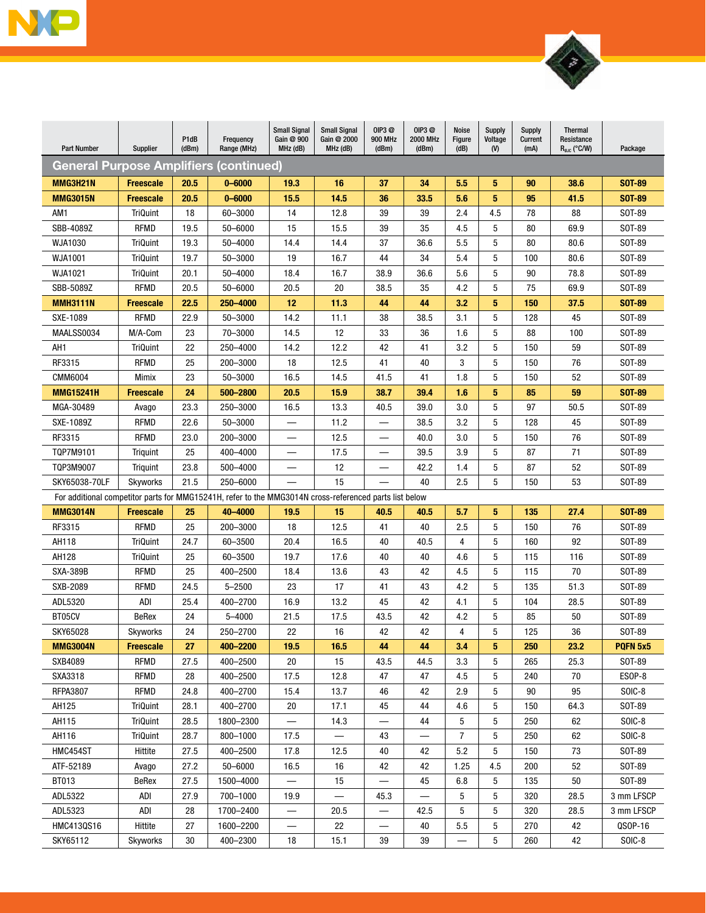| Part Number | Supplier | P1dB (dBm) | Frequency Range (MHz) | Small Signal Gain @ 900 MHz (dB) | Small Signal Gain @ 2000 MHz (dB) | OIP3 @ 900 MHz (dBm) | OIP3 @ 2000 MHz (dBm) | Noise Figure (dB) | Supply Voltage (V) | Supply Current (mA) | Thermal Resistance $R_{θJC}$ (°C/W) | Package |
|---|---|---|---|---|---|---|---|---|---|---|---|---|
| **General Purpose Amplifiers (continued)** | | | | | | | | | | | | |
| **MMG3H21N** | **Freescale** | **20.5** | **0–6000** | **19.3** | **16** | **37** | **34** | **5.5** | **5** | **90** | **38.6** | **SOT-89** |
| **MMG3015N** | **Freescale** | **20.5** | **0–6000** | **15.5** | **14.5** | **36** | **33.5** | **5.6** | **5** | **95** | **41.5** | **SOT-89** |
| AM1 | TriQuint | 18 | 60–3000 | 14 | 12.8 | 39 | 39 | 2.4 | 4.5 | 78 | 88 | SOT-89 |
| SBB-4089Z | RFMD | 19.5 | 50–6000 | 15 | 15.5 | 39 | 35 | 4.5 | 5 | 80 | 69.9 | SOT-89 |
| WJA1030 | TriQuint | 19.3 | 50–4000 | 14.4 | 14.4 | 37 | 36.6 | 5.5 | 5 | 80 | 80.6 | SOT-89 |
| WJA1001 | TriQuint | 19.7 | 50–3000 | 19 | 16.7 | 44 | 34 | 5.4 | 5 | 100 | 80.6 | SOT-89 |
| WJA1021 | TriQuint | 20.1 | 50–4000 | 18.4 | 16.7 | 38.9 | 36.6 | 5.6 | 5 | 90 | 78.8 | SOT-89 |
| SBB-5089Z | RFMD | 20.5 | 50–6000 | 20.5 | 20 | 38.5 | 35 | 4.2 | 5 | 75 | 69.9 | SOT-89 |
| **MMH3111N** | **Freescale** | **22.5** | **250–4000** | **12** | **11.3** | **44** | **44** | **3.2** | **5** | **150** | **37.5** | **SOT-89** |
| SXE-1089 | RFMD | 22.9 | 50–3000 | 14.2 | 11.1 | 38 | 38.5 | 3.1 | 5 | 128 | 45 | SOT-89 |
| MAALSS0034 | M/A-Com | 23 | 70–3000 | 14.5 | 12 | 33 | 36 | 1.6 | 5 | 88 | 100 | SOT-89 |
| AH1 | TriQuint | 22 | 250–4000 | 14.2 | 12.2 | 42 | 41 | 3.2 | 5 | 150 | 59 | SOT-89 |
| RF3315 | RFMD | 25 | 200–3000 | 18 | 12.5 | 41 | 40 | 3 | 5 | 150 | 76 | SOT-89 |
| CMM6004 | Mimix | 23 | 50–3000 | 16.5 | 14.5 | 41.5 | 41 | 1.8 | 5 | 150 | 52 | SOT-89 |
| **MMG15241H** | **Freescale** | **24** | **500–2800** | **20.5** | **15.9** | **38.7** | **39.4** | **1.6** | **5** | **85** | **59** | **SOT-89** |
| MGA-30489 | Avago | 23.3 | 250–3000 | 16.5 | 13.3 | 40.5 | 39.0 | 3.0 | 5 | 97 | 50.5 | SOT-89 |
| SXE-1089Z | RFMD | 22.6 | 50–3000 | — | 11.2 | — | 38.5 | 3.2 | 5 | 128 | 45 | SOT-89 |
| RF3315 | RFMD | 23.0 | 200–3000 | — | 12.5 | — | 40.0 | 3.0 | 5 | 150 | 76 | SOT-89 |
| TQP7M9101 | Triquint | 25 | 400–4000 | — | 17.5 | — | 39.5 | 3.9 | 5 | 87 | 71 | SOT-89 |
| TQP3M9007 | Triquint | 23.8 | 500–4000 | — | 12 | — | 42.2 | 1.4 | 5 | 87 | 52 | SOT-89 |
| SKY65038-70LF | Skyworks | 21.5 | 250–6000 | — | 15 | — | 40 | 2.5 | 5 | 150 | 53 | SOT-89 |
| For additional competitor parts for MMG15241H, refer to the MMG3014N cross-referenced parts list below | | | | | | | | | | | | |
| **MMG3014N** | **Freescale** | **25** | **40–4000** | **19.5** | **15** | **40.5** | **40.5** | **5.7** | **5** | **135** | **27.4** | **SOT-89** |
| RF3315 | RFMD | 25 | 200–3000 | 18 | 12.5 | 41 | 40 | 2.5 | 5 | 150 | 76 | SOT-89 |
| AH118 | TriQuint | 24.7 | 60–3500 | 20.4 | 16.5 | 40 | 40.5 | 4 | 5 | 160 | 92 | SOT-89 |
| AH128 | TriQuint | 25 | 60–3500 | 19.7 | 17.6 | 40 | 40 | 4.6 | 5 | 115 | 116 | SOT-89 |
| SXA-389B | RFMD | 25 | 400–2500 | 18.4 | 13.6 | 43 | 42 | 4.5 | 5 | 115 | 70 | SOT-89 |
| SXB-2089 | RFMD | 24.5 | 5–2500 | 23 | 17 | 41 | 43 | 4.2 | 5 | 135 | 51.3 | SOT-89 |
| ADL5320 | ADI | 25.4 | 400–2700 | 16.9 | 13.2 | 45 | 42 | 4.1 | 5 | 104 | 28.5 | SOT-89 |
| BT05CV | BeRex | 24 | 5–4000 | 21.5 | 17.5 | 43.5 | 42 | 4.2 | 5 | 85 | 50 | SOT-89 |
| SKY65028 | Skyworks | 24 | 250–2700 | 22 | 16 | 42 | 42 | 4 | 5 | 125 | 36 | SOT-89 |
| **MMG3004N** | **Freescale** | **27** | **400–2200** | **19.5** | **16.5** | **44** | **44** | **3.4** | **5** | **250** | **23.2** | **PQFN 5x5** |
| SXB4089 | RFMD | 27.5 | 400–2500 | 20 | 15 | 43.5 | 44.5 | 3.3 | 5 | 265 | 25.3 | SOT-89 |
| SXA3318 | RFMD | 28 | 400–2500 | 17.5 | 12.8 | 47 | 47 | 4.5 | 5 | 240 | 70 | ESOP-8 |
| RFPA3807 | RFMD | 24.8 | 400–2700 | 15.4 | 13.7 | 46 | 42 | 2.9 | 5 | 90 | 95 | SOIC-8 |
| AH125 | TriQuint | 28.1 | 400–2700 | 20 | 17.1 | 45 | 44 | 4.6 | 5 | 150 | 64.3 | SOT-89 |
| AH115 | TriQuint | 28.5 | 1800–2300 | — | 14.3 | — | 44 | 5 | 5 | 250 | 62 | SOIC-8 |
| AH116 | TriQuint | 28.7 | 800–1000 | 17.5 | — | 43 | — | 7 | 5 | 250 | 62 | SOIC-8 |
| HMC454ST | Hittite | 27.5 | 400–2500 | 17.8 | 12.5 | 40 | 42 | 5.2 | 5 | 150 | 73 | SOT-89 |
| ATF-52189 | Avago | 27.2 | 50–6000 | 16.5 | 16 | 42 | 42 | 1.25 | 4.5 | 200 | 52 | SOT-89 |
| BT013 | BeRex | 27.5 | 1500–4000 | — | 15 | — | 45 | 6.8 | 5 | 135 | 50 | SOT-89 |
| ADL5322 | ADI | 27.9 | 700–1000 | 19.9 | — | 45.3 | — | 5 | 5 | 320 | 28.5 | 3 mm LFSCP |
| ADL5323 | ADI | 28 | 1700–2400 | — | 20.5 | — | 42.5 | 5 | 5 | 320 | 28.5 | 3 mm LFSCP |
| HMC413QS16 | Hittite | 27 | 1600–2200 | — | 22 | — | 40 | 5.5 | 5 | 270 | 42 | QSOP-16 |
| SKY65112 | Skyworks | 30 | 400–2300 | 18 | 15.1 | 39 | 39 | — | 5 | 260 | 42 | SOIC-8 |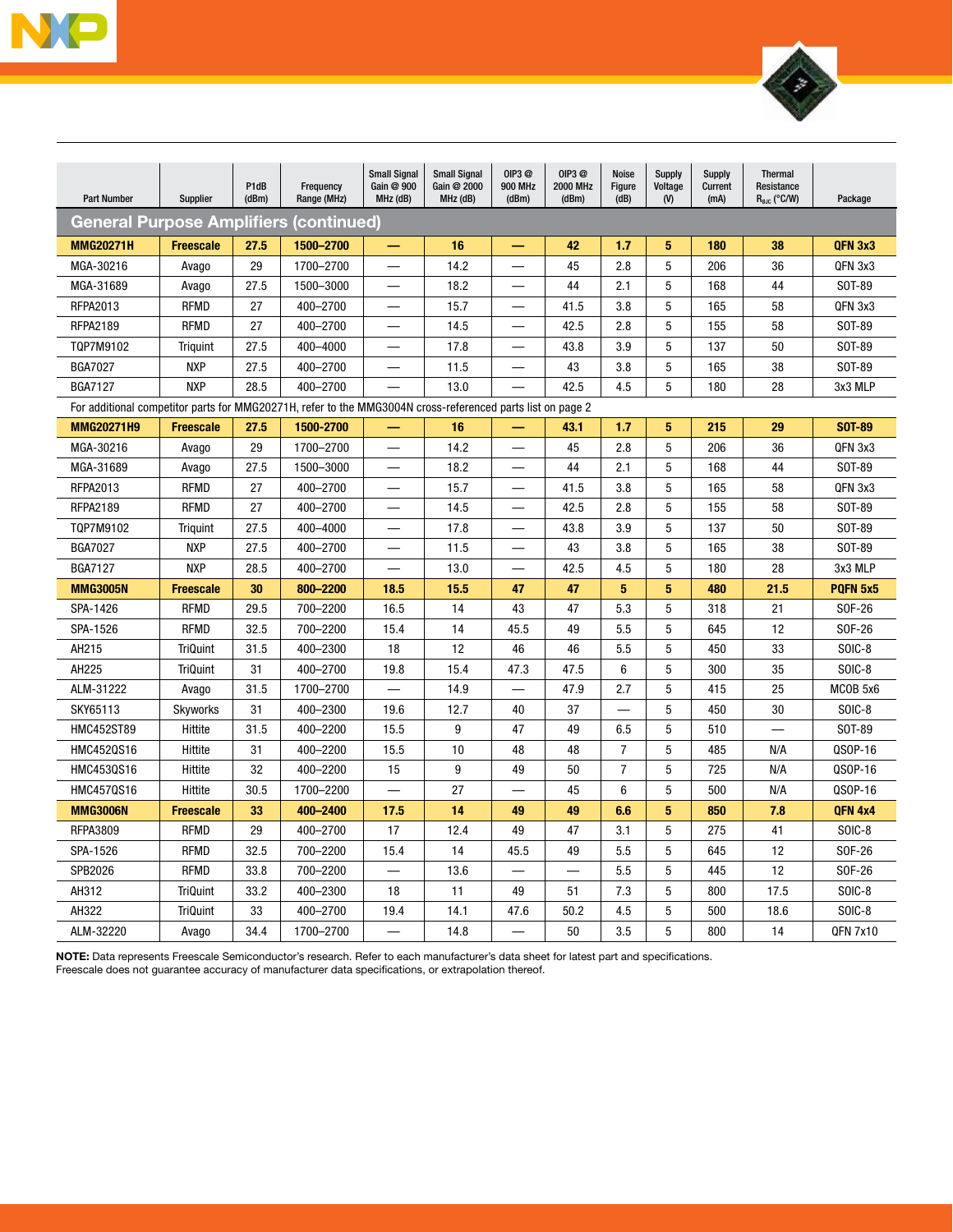| Part Number | Supplier | P1dB (dBm) | Frequency Range (MHz) | Small Signal Gain @ 900 MHz (dB) | Small Signal Gain @ 2000 MHz (dB) | OIP3 @ 900 MHz (dBm) | OIP3 @ 2000 MHz (dBm) | Noise Figure (dB) | Supply Voltage (V) | Supply Current (mA) | Thermal Resistance $R_{θJC}$ (°C/W) | Package |
|---|---|---|---|---|---|---|---|---|---|---|---|---|
| **General Purpose Amplifiers (continued)** | | | | | | | | | | | | |
| **MMG20271H** | **Freescale** | **27.5** | **1500–2700** | **—** | **16** | **—** | **42** | **1.7** | **5** | **180** | **38** | **QFN 3x3** |
| MGA-30216 | Avago | 29 | 1700–2700 | — | 14.2 | — | 45 | 2.8 | 5 | 206 | 36 | QFN 3x3 |
| MGA-31689 | Avago | 27.5 | 1500–3000 | — | 18.2 | — | 44 | 2.1 | 5 | 168 | 44 | SOT-89 |
| RFPA2013 | RFMD | 27 | 400–2700 | — | 15.7 | — | 41.5 | 3.8 | 5 | 165 | 58 | QFN 3x3 |
| RFPA2189 | RFMD | 27 | 400–2700 | — | 14.5 | — | 42.5 | 2.8 | 5 | 155 | 58 | SOT-89 |
| TQP7M9102 | Triquint | 27.5 | 400–4000 | — | 17.8 | — | 43.8 | 3.9 | 5 | 137 | 50 | SOT-89 |
| BGA7027 | NXP | 27.5 | 400–2700 | — | 11.5 | — | 43 | 3.8 | 5 | 165 | 38 | SOT-89 |
| BGA7127 | NXP | 28.5 | 400–2700 | — | 13.0 | — | 42.5 | 4.5 | 5 | 180 | 28 | 3x3 MLP |
| For additional competitor parts for MMG20271H, refer to the MMG3004N cross-referenced parts list on page 2 | | | | | | | | | | | | |
| **MMG20271H9** | **Freescale** | **27.5** | **1500-2700** | **—** | **16** | **—** | **43.1** | **1.7** | **5** | **215** | **29** | **SOT-89** |
| MGA-30216 | Avago | 29 | 1700–2700 | — | 14.2 | — | 45 | 2.8 | 5 | 206 | 36 | QFN 3x3 |
| MGA-31689 | Avago | 27.5 | 1500–3000 | — | 18.2 | — | 44 | 2.1 | 5 | 168 | 44 | SOT-89 |
| RFPA2013 | RFMD | 27 | 400–2700 | — | 15.7 | — | 41.5 | 3.8 | 5 | 165 | 58 | QFN 3x3 |
| RFPA2189 | RFMD | 27 | 400–2700 | — | 14.5 | — | 42.5 | 2.8 | 5 | 155 | 58 | SOT-89 |
| TQP7M9102 | Triquint | 27.5 | 400–4000 | — | 17.8 | — | 43.8 | 3.9 | 5 | 137 | 50 | SOT-89 |
| BGA7027 | NXP | 27.5 | 400–2700 | — | 11.5 | — | 43 | 3.8 | 5 | 165 | 38 | SOT-89 |
| BGA7127 | NXP | 28.5 | 400–2700 | — | 13.0 | — | 42.5 | 4.5 | 5 | 180 | 28 | 3x3 MLP |
| **MMG3005N** | **Freescale** | **30** | **800–2200** | **18.5** | **15.5** | **47** | **47** | **5** | **5** | **480** | **21.5** | **PQFN 5x5** |
| SPA-1426 | RFMD | 29.5 | 700–2200 | 16.5 | 14 | 43 | 47 | 5.3 | 5 | 318 | 21 | SOF-26 |
| SPA-1526 | RFMD | 32.5 | 700–2200 | 15.4 | 14 | 45.5 | 49 | 5.5 | 5 | 645 | 12 | SOF-26 |
| AH215 | TriQuint | 31.5 | 400–2300 | 18 | 12 | 46 | 46 | 5.5 | 5 | 450 | 33 | SOIC-8 |
| AH225 | TriQuint | 31 | 400–2700 | 19.8 | 15.4 | 47.3 | 47.5 | 6 | 5 | 300 | 35 | SOIC-8 |
| ALM-31222 | Avago | 31.5 | 1700–2700 | — | 14.9 | — | 47.9 | 2.7 | 5 | 415 | 25 | MCOB 5x6 |
| SKY65113 | Skyworks | 31 | 400–2300 | 19.6 | 12.7 | 40 | 37 | — | 5 | 450 | 30 | SOIC-8 |
| HMC452ST89 | Hittite | 31.5 | 400–2200 | 15.5 | 9 | 47 | 49 | 6.5 | 5 | 510 | — | SOT-89 |
| HMC452QS16 | Hittite | 31 | 400–2200 | 15.5 | 10 | 48 | 48 | 7 | 5 | 485 | N/A | QSOP-16 |
| HMC453QS16 | Hittite | 32 | 400–2200 | 15 | 9 | 49 | 50 | 7 | 5 | 725 | N/A | QSOP-16 |
| HMC457QS16 | Hittite | 30.5 | 1700–2200 | — | 27 | — | 45 | 6 | 5 | 500 | N/A | QSOP-16 |
| **MMG3006N** | **Freescale** | **33** | **400–2400** | **17.5** | **14** | **49** | **49** | **6.6** | **5** | **850** | **7.8** | **QFN 4x4** |
| RFPA3809 | RFMD | 29 | 400–2700 | 17 | 12.4 | 49 | 47 | 3.1 | 5 | 275 | 41 | SOIC-8 |
| SPA-1526 | RFMD | 32.5 | 700–2200 | 15.4 | 14 | 45.5 | 49 | 5.5 | 5 | 645 | 12 | SOF-26 |
| SPB2026 | RFMD | 33.8 | 700–2200 | — | 13.6 | — | — | 5.5 | 5 | 445 | 12 | SOF-26 |
| AH312 | TriQuint | 33.2 | 400–2300 | 18 | 11 | 49 | 51 | 7.3 | 5 | 800 | 17.5 | SOIC-8 |
| AH322 | TriQuint | 33 | 400–2700 | 19.4 | 14.1 | 47.6 | 50.2 | 4.5 | 5 | 500 | 18.6 | SOIC-8 |
| ALM-32220 | Avago | 34.4 | 1700–2700 | — | 14.8 | — | 50 | 3.5 | 5 | 800 | 14 | QFN 7x10 |

**NOTE:** Data represents Freescale Semiconductor's research. Refer to each manufacturer's data sheet for latest part and specifications. Freescale does not guarantee accuracy of manufacturer data specifications, or extrapolation thereof.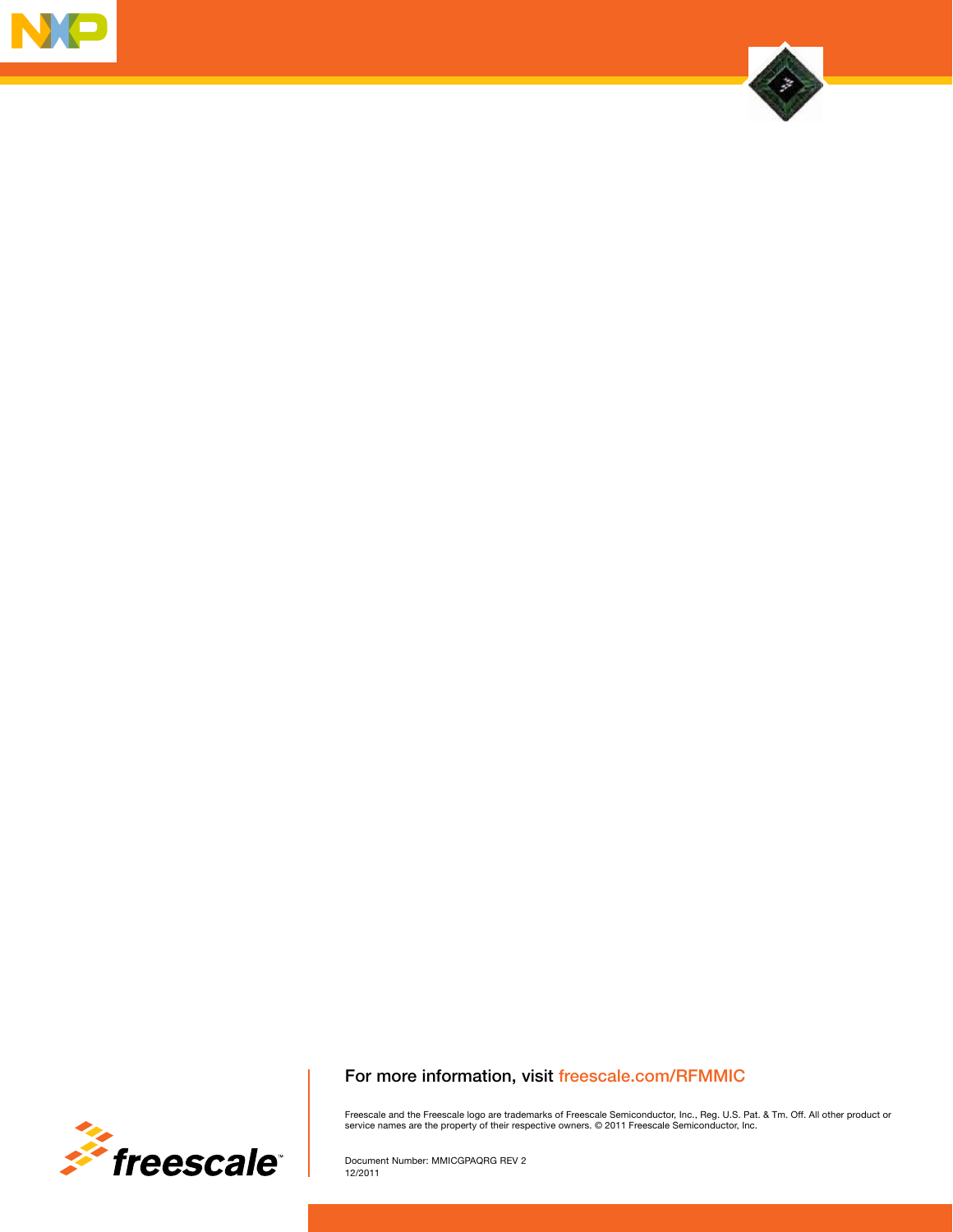For more information, visit freescale.com/RFMMIC

Freescale and the Freescale logo are trademarks of Freescale Semiconductor, Inc., Reg. U.S. Pat. & Tm. Off. All other product or service names are the property of their respective owners. © 2011 Freescale Semiconductor, Inc.

Document Number: MMICGPAQRG REV 2
12/2011